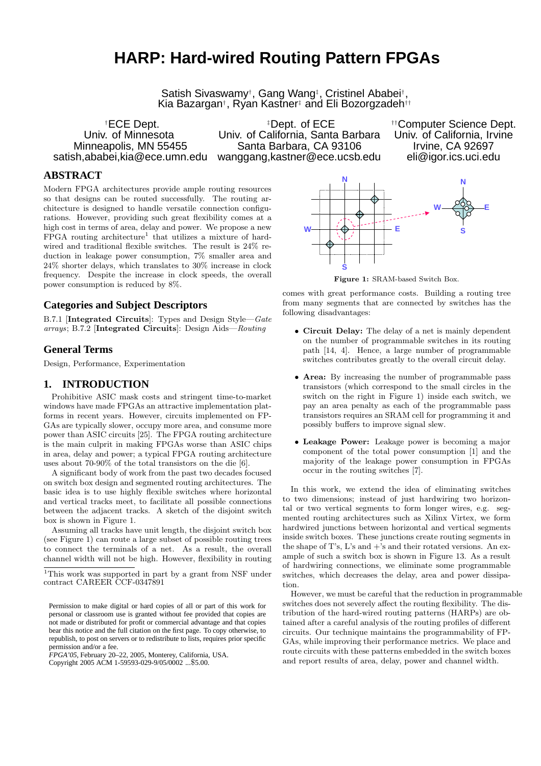# HARP: Hard-wired Routing Pattern FPGAs

Satish Sivaswamy[†], Gang Wang[‡], Cristinel Ababei[†], Kia Bazargan[†], Ryan Kastner[‡] and Eli Bozorgzadeh[††]

[†]ECE Dept.
Univ. of Minnesota
Minneapolis, MN 55455
satish,ababei,kia@ece.umn.edu

[‡]Dept. of ECE
Univ. of California, Santa Barbara
Santa Barbara, CA 93106
wanggang,kastner@ece.ucsb.edu

[††]Computer Science Dept.
Univ. of California, Irvine
Irvine, CA 92697
eli@igor.ics.uci.edu

## ABSTRACT

Modern FPGA architectures provide ample routing resources so that designs can be routed successfully. The routing architecture is designed to handle versatile connection configurations. However, providing such great flexibility comes at a high cost in terms of area, delay and power. We propose a new FPGA routing architecture[1] that utilizes a mixture of hardwired and traditional flexible switches. The result is 24% reduction in leakage power consumption, 7% smaller area and 24% shorter delays, which translates to 30% increase in clock frequency. Despite the increase in clock speeds, the overall power consumption is reduced by 8%.

## Categories and Subject Descriptors

B.7.1 [**Integrated Circuits**]: Types and Design Style—*Gate arrays*; B.7.2 [**Integrated Circuits**]: Design Aids—*Routing*

## General Terms

Design, Performance, Experimentation

## 1. INTRODUCTION

Prohibitive ASIC mask costs and stringent time-to-market windows have made FPGAs an attractive implementation platforms in recent years. However, circuits implemented on FPGAs are typically slower, occupy more area, and consume more power than ASIC circuits [25]. The FPGA routing architecture is the main culprit in making FPGAs worse than ASIC chips in area, delay and power; a typical FPGA routing architecture uses about 70-90% of the total transistors on the die [6].

A significant body of work from the past two decades focused on switch box design and segmented routing architectures. The basic idea is to use highly flexible switches where horizontal and vertical tracks meet, to facilitate all possible connections between the adjacent tracks. A sketch of the disjoint switch box is shown in Figure 1.

Assuming all tracks have unit length, the disjoint switch box (see Figure 1) can route a large subset of possible routing trees to connect the terminals of a net. As a result, the overall channel width will not be high. However, flexibility in routing

[1]This work was supported in part by a grant from NSF under contract CAREER CCF-0347891

Permission to make digital or hard copies of all or part of this work for personal or classroom use is granted without fee provided that copies are not made or distributed for profit or commercial advantage and that copies bear this notice and the full citation on the first page. To copy otherwise, to republish, to post on servers or to redistribute to lists, requires prior specific permission and/or a fee.
*FPGA'05,* February 20–22, 2005, Monterey, California, USA.
Copyright 2005 ACM 1-59593-029-9/05/0002 ...$5.00.

N
W
E
S
N
W
E
S

**Figure 1:** SRAM-based Switch Box.

comes with great performance costs. Building a routing tree from many segments that are connected by switches has the following disadvantages:

- **Circuit Delay:** The delay of a net is mainly dependent on the number of programmable switches in its routing path [14, 4]. Hence, a large number of programmable switches contributes greatly to the overall circuit delay.
- **Area:** By increasing the number of programmable pass transistors (which correspond to the small circles in the switch on the right in Figure 1) inside each switch, we pay an area penalty as each of the programmable pass transistors requires an SRAM cell for programming it and possibly buffers to improve signal slew.
- **Leakage Power:** Leakage power is becoming a major component of the total power consumption [1] and the majority of the leakage power consumption in FPGAs occur in the routing switches [7].

In this work, we extend the idea of eliminating switches to two dimensions; instead of just hardwiring two horizontal or two vertical segments to form longer wires, e.g. segmented routing architectures such as Xilinx Virtex, we form hardwired junctions between horizontal and vertical segments inside switch boxes. These junctions create routing segments in the shape of T's, L's and +'s and their rotated versions. An example of such a switch box is shown in Figure 13. As a result of hardwiring connections, we eliminate some programmable switches, which decreases the delay, area and power dissipation.

However, we must be careful that the reduction in programmable switches does not severely affect the routing flexibility. The distribution of the hard-wired routing patterns (HARPs) are obtained after a careful analysis of the routing profiles of different circuits. Our technique maintains the programmability of FPGAs, while improving their performance metrics. We place and route circuits with these patterns embedded in the switch boxes and report results of area, delay, power and channel width.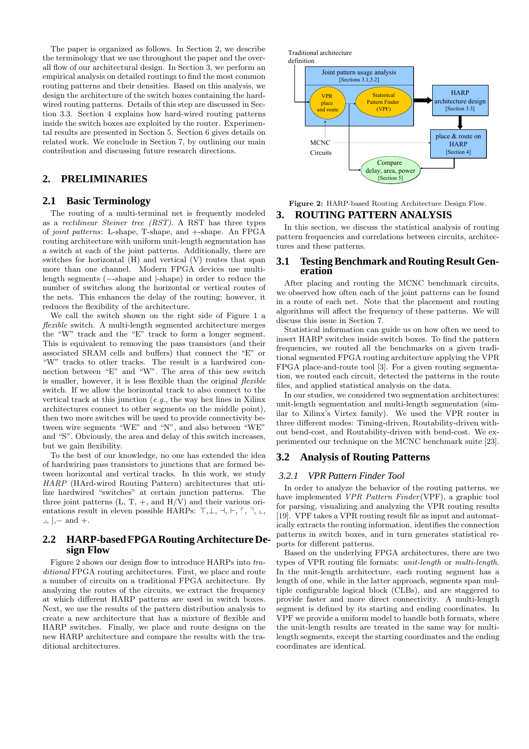The paper is organized as follows. In Section 2, we describe the terminology that we use throughout the paper and the overall flow of our architectural design. In Section 3, we perform an empirical analysis on detailed routings to find the most common routing patterns and their densities. Based on this analysis, we design the architecture of the switch boxes containing the hardwired routing patterns. Details of this step are discussed in Section 3.3. Section 4 explains how hard-wired routing patterns inside the switch boxes are exploited by the router. Experimental results are presented in Section 5. Section 6 gives details on related work. We conclude in Section 7, by outlining our main contribution and discussing future research directions.

## 2. PRELIMINARIES

### 2.1 Basic Terminology

The routing of a multi-terminal net is frequently modeled as a *rectilinear Steiner tree (RST)*. A RST has three types of *joint patterns*: L-shape, T-shape, and +-shape. An FPGA routing architecture with uniform unit-length segmentation has a switch at each of the joint patterns. Additionally, there are switches for horizontal (H) and vertical (V) routes that span more than one channel. Modern FPGA devices use multi-length segments (−-shape and |-shape) in order to reduce the number of switches along the horizontal or vertical routes of the nets. This enhances the delay of the routing; however, it reduces the flexibility of the architecture.

We call the switch shown on the right side of Figure 1 a *flexible* switch. A multi-length segmented architecture merges the "W" track and the "E" track to form a longer segment. This is equivalent to removing the pass transistors (and their associated SRAM cells and buffers) that connect the "E" or "W" tracks to other tracks. The result is a hardwired connection between "E" and "W". The area of this new switch is smaller, however, it is less flexible than the original *flexible* switch. If we allow the horizontal track to also connect to the vertical track at this junction (*e.g.*, the way hex lines in Xilinx architectures connect to other segments on the middle point), then two more switches will be used to provide connectivity between wire segments "WE" and "N", and also between "WE" and "S". Obviously, the area and delay of this switch increases, but we gain flexibility.

To the best of our knowledge, no one has extended the idea of hardwiring pass transistors to junctions that are formed between horizontal and vertical tracks. In this work, we study *HARP* (HArd-wired Routing Pattern) architectures that utilize hardwired "switches" at certain junction patterns. The three joint patterns (L, T, +, and H/V) and their various orientations result in eleven possible HARPs: ⊤,⊥, ⊣, ⊢, ⌜, ⌝, ⌞, ⌟, |,− and +.

### 2.2 HARP-based FPGA Routing Architecture Design Flow

Figure 2 shows our design flow to introduce HARPs into *traditional* FPGA routing architectures. First, we place and route a number of circuits on a traditional FPGA architecture. By analyzing the routes of the circuits, we extract the frequency at which different HARP patterns are used in switch boxes. Next, we use the results of the pattern distribution analysis to create a new architecture that has a mixture of flexible and HARP switches. Finally, we place and route designs on the new HARP architecture and compare the results with the traditional architectures.

Traditional architecture definition

Joint pattern usage analysis [Sections 3.1,3.2]

VPR place and route

Statistical Pattern Finder (VPF)

HARP architecture design [Section 3.3]

MCNC Circuits

place & route on HARP [Section 4]

Compare delay, area, power [Section 5]

**Figure 2:** HARP-based Routing Architecture Design Flow.

## 3. ROUTING PATTERN ANALYSIS

In this section, we discuss the statistical analysis of routing pattern frequencies and correlations between circuits, architectures and these patterns.

### 3.1 Testing Benchmark and Routing Result Generation

After placing and routing the MCNC benchmark circuits, we observed how often each of the joint patterns can be found in a route of each net. Note that the placement and routing algorithms will affect the frequency of these patterns. We will discuss this issue in Section 7.

Statistical information can guide us on how often we need to insert HARP switches inside switch boxes. To find the pattern frequencies, we routed all the benchmarks on a given traditional segmented FPGA routing architecture applying the VPR FPGA place-and-route tool [3]. For a given routing segmentation, we routed each circuit, detected the patterns in the route files, and applied statistical analysis on the data.

In our studies, we considered two segmentation architectures: unit-length segmentation and multi-length segmentation (similar to Xilinx's Virtex family). We used the VPR router in three different modes: Timing-driven, Routability-driven without bend-cost, and Routability-driven with bend-cost. We experimented our technique on the MCNC benchmark suite [23].

### 3.2 Analysis of Routing Patterns

#### 3.2.1 VPR Pattern Finder Tool

In order to analyze the behavior of the routing patterns, we have implemented *VPR Pattern Finder*(VPF), a graphic tool for parsing, visualizing and analyzing the VPR routing results [19]. VPF takes a VPR routing result file as input and automatically extracts the routing information, identifies the connection patterns in switch boxes, and in turn generates statistical reports for different patterns.

Based on the underlying FPGA architectures, there are two types of VPR routing file formats: *unit-length* or *multi-length*. In the unit-length architecture, each routing segment has a length of one, while in the latter approach, segments span multiple configurable logical block (CLBs), and are staggered to provide faster and more direct connectivity. A multi-length segment is defined by its starting and ending coordinates. In VPF we provide a uniform model to handle both formats, where the unit-length results are treated in the same way for multi-length segments, except the starting coordinates and the ending coordinates are identical.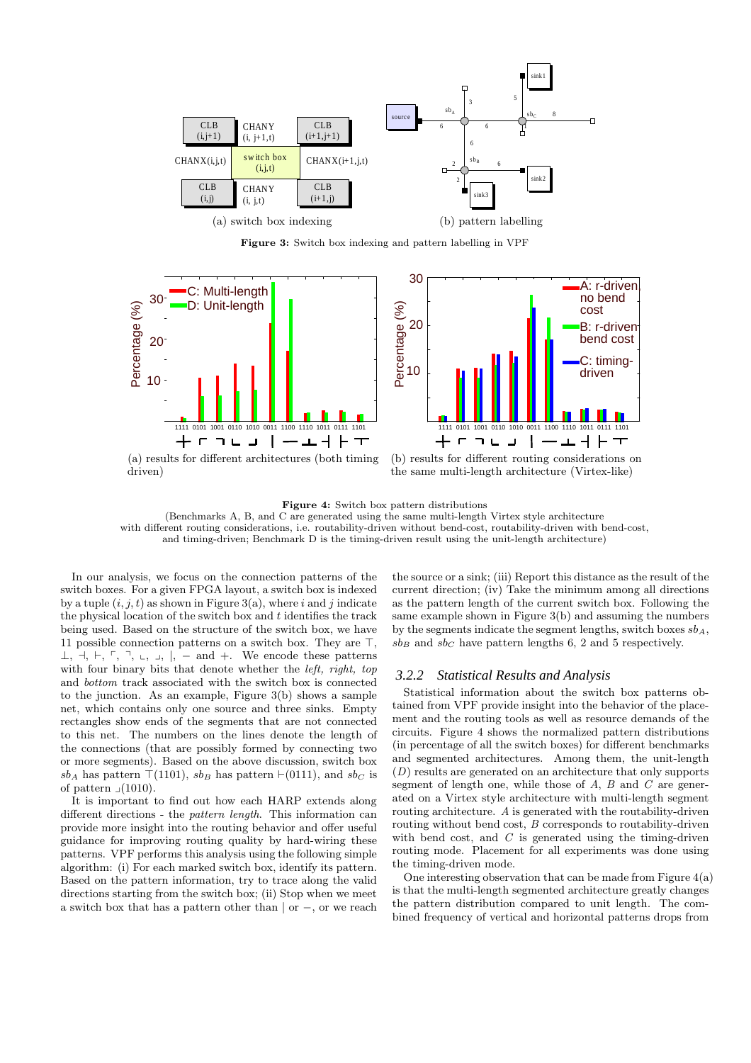CLB (i,j+1)

CHANY (i, j+1,t)

CLB (i+1,j+1)

CHANX(i,j,t)

switch box (i,j,t)

CHANX(i+1,j,t)

CLB (i,j)

CHANY (i, j,t)

CLB (i+1,j)

(a) switch box indexing

source

$sb_A$

3

5

sink1

$sb_C$

8

6

6

6

$sb_B$

2

6

sink2

2

sink3

(b) pattern labelling

**Figure 3:** Switch box indexing and pattern labelling in VPF

C: Multi-length

D: Unit-length

Percentage (%)

30

20

10

1111 0101 1001 0110 1010 0011 1100 1110 1011 0111 1101

┼ ┌ ┐ └ ┘ │ ─ ┴ ┤ ├ ┬

(a) results for different architectures (both timing driven)

30

Percentage (%)

20

10

A: r-driven, no bend cost

B: r-driven bend cost

C: timing-driven

1111 0101 1001 0110 1010 0011 1100 1110 1011 0111 1101

┼ ┌ ┐ └ ┘ │ ─ ┴ ┤ ├ ┬

(b) results for different routing considerations on the same multi-length architecture (Virtex-like)

**Figure 4:** Switch box pattern distributions

(Benchmarks A, B, and C are generated using the same multi-length Virtex style architecture with different routing considerations, i.e. routability-driven without bend-cost, routability-driven with bend-cost, and timing-driven; Benchmark D is the timing-driven result using the unit-length architecture)

In our analysis, we focus on the connection patterns of the switch boxes. For a given FPGA layout, a switch box is indexed by a tuple $(i, j, t)$ as shown in Figure 3(a), where $i$ and $j$ indicate the physical location of the switch box and $t$ identifies the track being used. Based on the structure of the switch box, we have 11 possible connection patterns on a switch box. They are ⊤, ⊥, ⊣, ⊢, ⌜, ⌝, ⌞, ⌟, |, − and +. We encode these patterns with four binary bits that denote whether the *left, right, top* and *bottom* track associated with the switch box is connected to the junction. As an example, Figure 3(b) shows a sample net, which contains only one source and three sinks. Empty rectangles show ends of the segments that are not connected to this net. The numbers on the lines denote the length of the connections (that are possibly formed by connecting two or more segments). Based on the above discussion, switch box $sb_A$ has pattern ⊤(1101), $sb_B$ has pattern ⊢(0111), and $sb_C$ is of pattern ⌟(1010).

It is important to find out how each HARP extends along different directions - the *pattern length*. This information can provide more insight into the routing behavior and offer useful guidance for improving routing quality by hard-wiring these patterns. VPF performs this analysis using the following simple algorithm: (i) For each marked switch box, identify its pattern. Based on the pattern information, try to trace along the valid directions starting from the switch box; (ii) Stop when we meet a switch box that has a pattern other than | or −, or we reach the source or a sink; (iii) Report this distance as the result of the current direction; (iv) Take the minimum among all directions as the pattern length of the current switch box. Following the same example shown in Figure 3(b) and assuming the numbers by the segments indicate the segment lengths, switch boxes $sb_A$, $sb_B$ and $sb_C$ have pattern lengths 6, 2 and 5 respectively.

### 3.2.2 Statistical Results and Analysis

Statistical information about the switch box patterns obtained from VPF provide insight into the behavior of the placement and the routing tools as well as resource demands of the circuits. Figure 4 shows the normalized pattern distributions (in percentage of all the switch boxes) for different benchmarks and segmented architectures. Among them, the unit-length ($D$) results are generated on an architecture that only supports segment of length one, while those of $A$, $B$ and $C$ are generated on a Virtex style architecture with multi-length segment routing architecture. $A$ is generated with the routability-driven routing without bend cost, $B$ corresponds to routability-driven with bend cost, and $C$ is generated using the timing-driven routing mode. Placement for all experiments was done using the timing-driven mode.

One interesting observation that can be made from Figure 4(a) is that the multi-length segmented architecture greatly changes the pattern distribution compared to unit length. The combined frequency of vertical and horizontal patterns drops from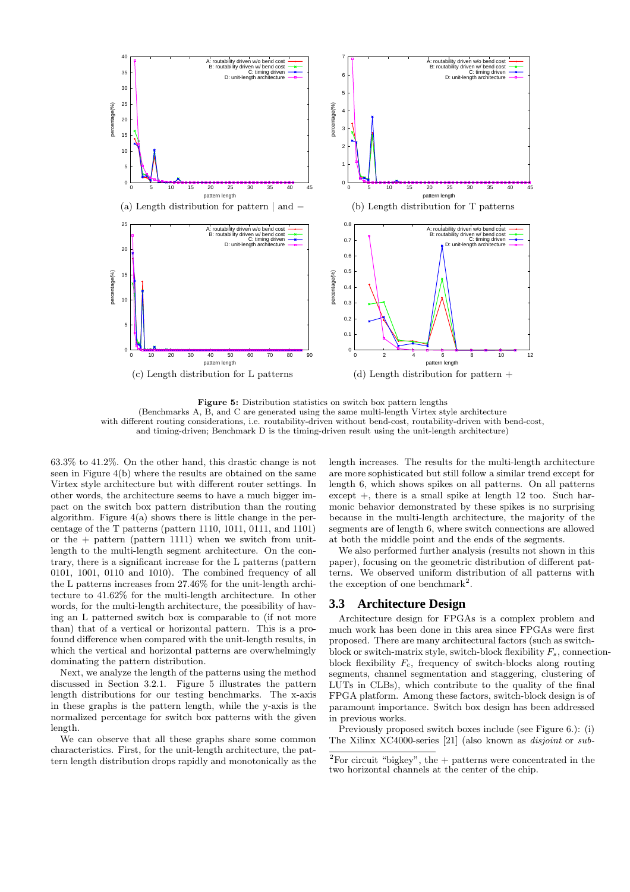A: routability driven w/o bend cost
B: routability driven w/ bend cost
C: timing driven
D: unit-length architecture

percentage(%)

pattern length

(a) Length distribution for pattern | and −

A: routability driven w/o bend cost
B: routability driven w/ bend cost
C: timing driven
D: unit-length architecture

percentage(%)

pattern length

(b) Length distribution for T patterns

A: routability driven w/o bend cost
B: routability driven w/ bend cost
C: timing driven
D: unit-length architecture

percentage(%)

pattern length

(c) Length distribution for L patterns

A: routability driven w/o bend cost
B: routability driven w/ bend cost
C: timing driven
D: unit-length architecture

percentage(%)

pattern length

(d) Length distribution for pattern +

**Figure 5:** Distribution statistics on switch box pattern lengths
(Benchmarks A, B, and C are generated using the same multi-length Virtex style architecture with different routing considerations, i.e. routability-driven without bend-cost, routability-driven with bend-cost, and timing-driven; Benchmark D is the timing-driven result using the unit-length architecture)

63.3% to 41.2%. On the other hand, this drastic change is not seen in Figure 4(b) where the results are obtained on the same Virtex style architecture but with different router settings. In other words, the architecture seems to have a much bigger impact on the switch box pattern distribution than the routing algorithm. Figure 4(a) shows there is little change in the percentage of the T patterns (pattern 1110, 1011, 0111, and 1101) or the + pattern (pattern 1111) when we switch from unit-length to the multi-length segment architecture. On the contrary, there is a significant increase for the L patterns (pattern 0101, 1001, 0110 and 1010). The combined frequency of all the L patterns increases from 27.46% for the unit-length architecture to 41.62% for the multi-length architecture. In other words, for the multi-length architecture, the possibility of having an L patterned switch box is comparable to (if not more than) that of a vertical or horizontal pattern. This is a profound difference when compared with the unit-length results, in which the vertical and horizontal patterns are overwhelmingly dominating the pattern distribution.

Next, we analyze the length of the patterns using the method discussed in Section 3.2.1. Figure 5 illustrates the pattern length distributions for our testing benchmarks. The x-axis in these graphs is the pattern length, while the y-axis is the normalized percentage for switch box patterns with the given length.

We can observe that all these graphs share some common characteristics. First, for the unit-length architecture, the pattern length distribution drops rapidly and monotonically as the length increases. The results for the multi-length architecture are more sophisticated but still follow a similar trend except for length 6, which shows spikes on all patterns. On all patterns except +, there is a small spike at length 12 too. Such harmonic behavior demonstrated by these spikes is no surprising because in the multi-length architecture, the majority of the segments are of length 6, where switch connections are allowed at both the middle point and the ends of the segments.

We also performed further analysis (results not shown in this paper), focusing on the geometric distribution of different patterns. We observed uniform distribution of all patterns with the exception of one benchmark[2].

## 3.3 Architecture Design

Architecture design for FPGAs is a complex problem and much work has been done in this area since FPGAs were first proposed. There are many architectural factors (such as switch-block or switch-matrix style, switch-block flexibility $F_s$, connection-block flexibility $F_c$, frequency of switch-blocks along routing segments, channel segmentation and staggering, clustering of LUTs in CLBs), which contribute to the quality of the final FPGA platform. Among these factors, switch-block design is of paramount importance. Switch box design has been addressed in previous works.

Previously proposed switch boxes include (see Figure 6.): (i) The Xilinx XC4000-series [21] (also known as *disjoint* or *sub-*

[2]For circuit "bigkey", the + patterns were concentrated in the two horizontal channels at the center of the chip.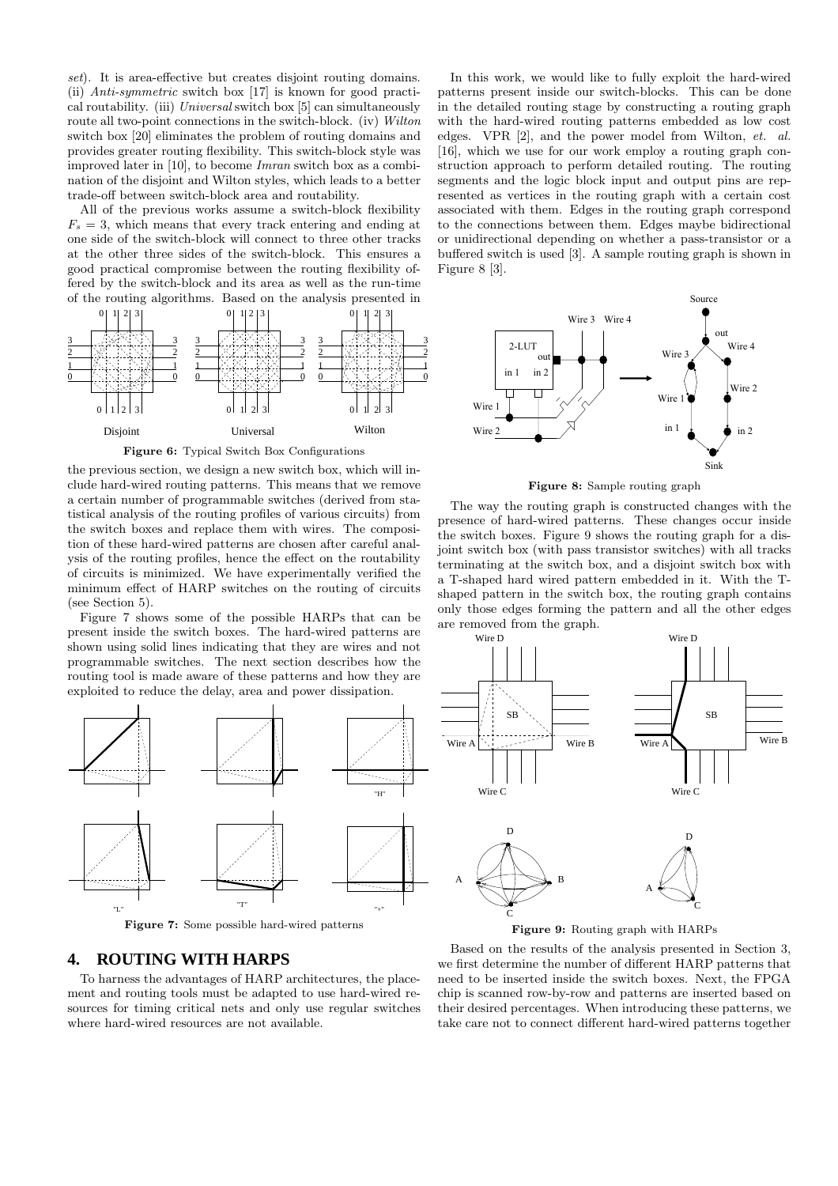set). It is area-effective but creates disjoint routing domains. (ii) *Anti-symmetric* switch box [17] is known for good practical routability. (iii) *Universal* switch box [5] can simultaneously route all two-point connections in the switch-block. (iv) *Wilton* switch box [20] eliminates the problem of routing domains and provides greater routing flexibility. This switch-block style was improved later in [10], to become *Imran* switch box as a combination of the disjoint and Wilton styles, which leads to a better trade-off between switch-block area and routability.

All of the previous works assume a switch-block flexibility $F_s = 3$, which means that every track entering and ending at one side of the switch-block will connect to three other tracks at the other three sides of the switch-block. This ensures a good practical compromise between the routing flexibility offered by the switch-block and its area as well as the run-time of the routing algorithms. Based on the analysis presented in the previous section, we design a new switch box, which will include hard-wired routing patterns. This means that we remove a certain number of programmable switches (derived from statistical analysis of the routing profiles of various circuits) from the switch boxes and replace them with wires. The composition of these hard-wired patterns are chosen after careful analysis of the routing profiles, hence the effect on the routability of circuits is minimized. We have experimentally verified the minimum effect of HARP switches on the routing of circuits (see Section 5).

Disjoint

Universal

Wilton

**Figure 6:** Typical Switch Box Configurations

Figure 7 shows some of the possible HARPs that can be present inside the switch boxes. The hard-wired patterns are shown using solid lines indicating that they are wires and not programmable switches. The next section describes how the routing tool is made aware of these patterns and how they are exploited to reduce the delay, area and power dissipation.

"H"

"L"

"T"

"+"

**Figure 7:** Some possible hard-wired patterns

## 4. ROUTING WITH HARPS

To harness the advantages of HARP architectures, the placement and routing tools must be adapted to use hard-wired resources for timing critical nets and only use regular switches where hard-wired resources are not available.

In this work, we would like to fully exploit the hard-wired patterns present inside our switch-blocks. This can be done in the detailed routing stage by constructing a routing graph with the hard-wired routing patterns embedded as low cost edges. VPR [2], and the power model from Wilton, *et. al.* [16], which we use for our work employ a routing graph construction approach to perform detailed routing. The routing segments and the logic block input and output pins are represented as vertices in the routing graph with a certain cost associated with them. Edges in the routing graph correspond to the connections between them. Edges maybe bidirectional or unidirectional depending on whether a pass-transistor or a buffered switch is used [3]. A sample routing graph is shown in Figure 8 [3].

Source

Wire 3 Wire 4

2-LUT

out

in 1 in 2

Wire 1

Wire 2

Wire 3

Wire 4

Wire 1

Wire 2

in 1

in 2

Sink

**Figure 8:** Sample routing graph

The way the routing graph is constructed changes with the presence of hard-wired patterns. These changes occur inside the switch boxes. Figure 9 shows the routing graph for a disjoint switch box (with pass transistor switches) with all tracks terminating at the switch box, and a disjoint switch box with a T-shaped hard wired pattern embedded in it. With the T-shaped pattern in the switch box, the routing graph contains only those edges forming the pattern and all the other edges are removed from the graph.

Wire D

SB

Wire A

Wire B

Wire C

Wire D

SB

Wire A

Wire B

Wire C

**Figure 9:** Routing graph with HARPs

Based on the results of the analysis presented in Section 3, we first determine the number of different HARP patterns that need to be inserted inside the switch boxes. Next, the FPGA chip is scanned row-by-row and patterns are inserted based on their desired percentages. When introducing these patterns, we take care not to connect different hard-wired patterns together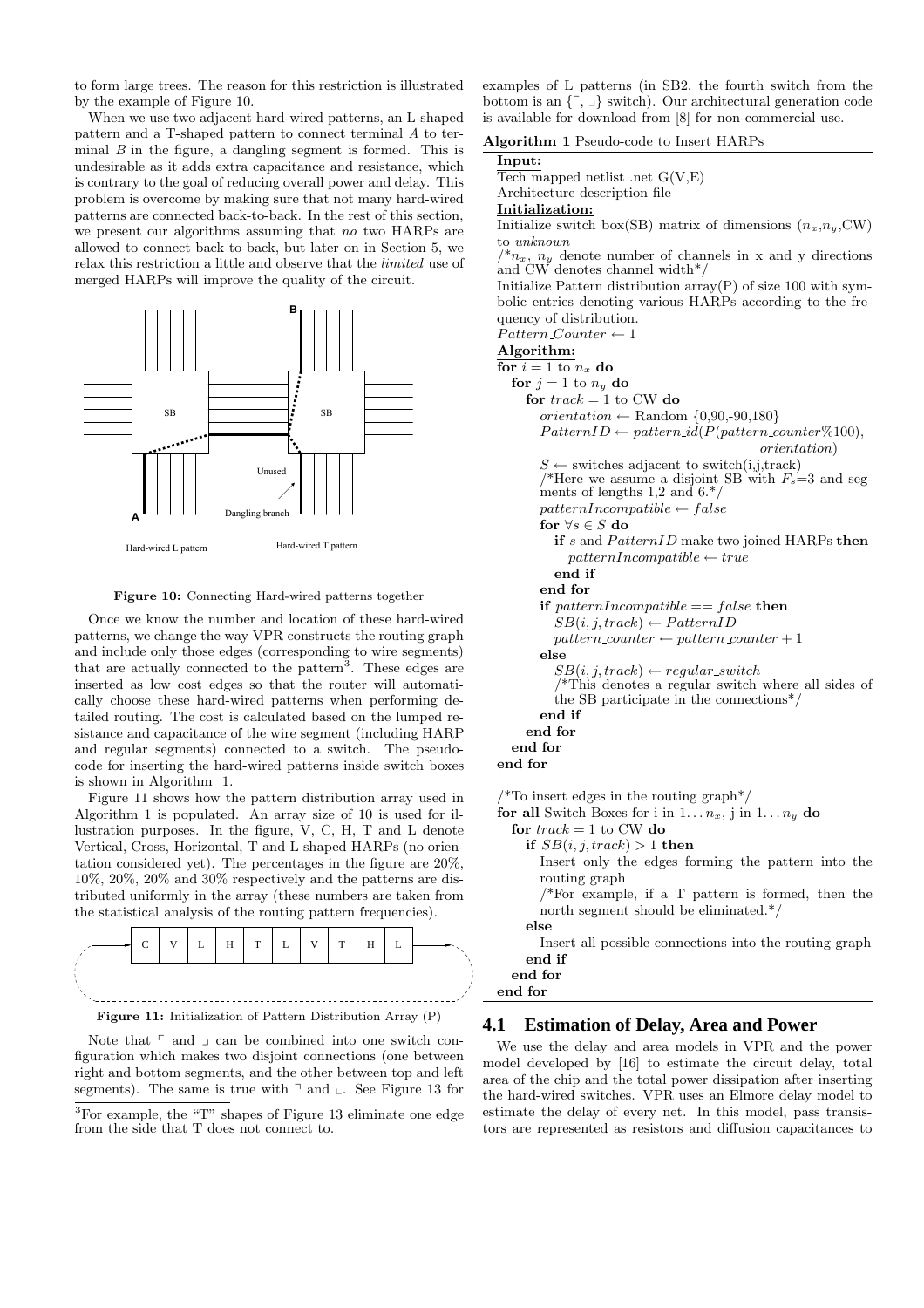to form large trees. The reason for this restriction is illustrated by the example of Figure 10.

When we use two adjacent hard-wired patterns, an L-shaped pattern and a T-shaped pattern to connect terminal $A$ to terminal $B$ in the figure, a dangling segment is formed. This is undesirable as it adds extra capacitance and resistance, which is contrary to the goal of reducing overall power and delay. This problem is overcome by making sure that not many hard-wired patterns are connected back-to-back. In the rest of this section, we present our algorithms assuming that *no* two HARPs are allowed to connect back-to-back, but later on in Section 5, we relax this restriction a little and observe that the *limited* use of merged HARPs will improve the quality of the circuit.

B
SB
SB
Unused
Dangling branch
A
Hard-wired L pattern
Hard-wired T pattern

**Figure 10:** Connecting Hard-wired patterns together

Once we know the number and location of these hard-wired patterns, we change the way VPR constructs the routing graph and include only those edges (corresponding to wire segments) that are actually connected to the pattern[3]. These edges are inserted as low cost edges so that the router will automatically choose these hard-wired patterns when performing detailed routing. The cost is calculated based on the lumped resistance and capacitance of the wire segment (including HARP and regular segments) connected to a switch. The pseudocode for inserting the hard-wired patterns inside switch boxes is shown in Algorithm 1.

Figure 11 shows how the pattern distribution array used in Algorithm 1 is populated. An array size of 10 is used for illustration purposes. In the figure, V, C, H, T and L denote Vertical, Cross, Horizontal, T and L shaped HARPs (no orientation considered yet). The percentages in the figure are 20%, 10%, 20%, 20% and 30% respectively and the patterns are distributed uniformly in the array (these numbers are taken from the statistical analysis of the routing pattern frequencies).

C V L H T L V T H L

**Figure 11:** Initialization of Pattern Distribution Array (P)

Note that ⌜ and ⌟ can be combined into one switch configuration which makes two disjoint connections (one between right and bottom segments, and the other between top and left segments). The same is true with ⌝ and ⌞. See Figure 13 for examples of L patterns (in SB2, the fourth switch from the bottom is an {⌜, ⌟} switch). Our architectural generation code is available for download from [8] for non-commercial use.

[3]For example, the "T" shapes of Figure 13 eliminate one edge from the side that T does not connect to.

**Algorithm 1** Pseudo-code to Insert HARPs

```
Input:
Tech mapped netlist .net G(V,E)
Architecture description file
Initialization:
Initialize switch box(SB) matrix of dimensions (n_x,n_y,CW) to unknown
/*n_x, n_y denote number of channels in x and y directions and CW denotes channel width*/
Initialize Pattern distribution array(P) of size 100 with symbolic entries denoting various HARPs according to the frequency of distribution.
Pattern_Counter ← 1
Algorithm:
for i = 1 to n_x do
  for j = 1 to n_y do
    for track = 1 to CW do
      orientation ← Random {0,90,-90,180}
      PatternID ← pattern_id(P(pattern_counter%100), orientation)
      S ← switches adjacent to switch(i,j,track)
      /*Here we assume a disjoint SB with F_s=3 and segments of lengths 1,2 and 6.*/
      patternIncompatible ← false
      for ∀s ∈ S do
        if s and PatternID make two joined HARPs then
          patternIncompatible ← true
        end if
      end for
      if patternIncompatible == false then
        SB(i,j,track) ← PatternID
        pattern_counter ← pattern_counter + 1
      else
        SB(i,j,track) ← regular_switch
        /*This denotes a regular switch where all sides of the SB participate in the connections*/
      end if
    end for
  end for
end for

/*To insert edges in the routing graph*/
for all Switch Boxes for i in 1...n_x, j in 1...n_y do
  for track = 1 to CW do
    if SB(i,j,track) > 1 then
      Insert only the edges forming the pattern into the routing graph
      /*For example, if a T pattern is formed, then the north segment should be eliminated.*/
    else
      Insert all possible connections into the routing graph
    end if
  end for
end for
```

## 4.1 Estimation of Delay, Area and Power

We use the delay and area models in VPR and the power model developed by [16] to estimate the circuit delay, total area of the chip and the total power dissipation after inserting the hard-wired switches. VPR uses an Elmore delay model to estimate the delay of every net. In this model, pass transistors are represented as resistors and diffusion capacitances to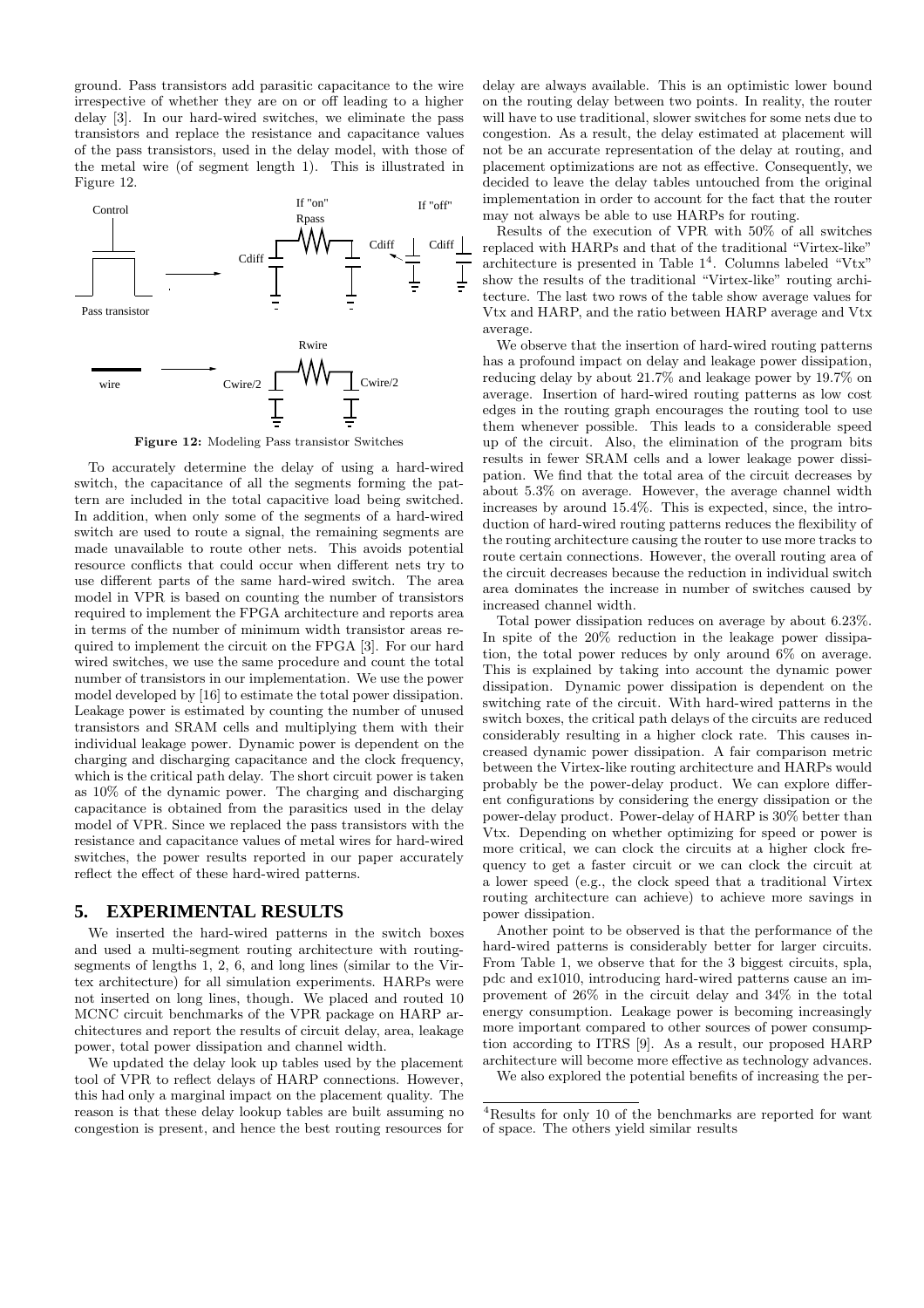ground. Pass transistors add parasitic capacitance to the wire irrespective of whether they are on or off leading to a higher delay [3]. In our hard-wired switches, we eliminate the pass transistors and replace the resistance and capacitance values of the pass transistors, used in the delay model, with those of the metal wire (of segment length 1). This is illustrated in Figure 12.

Control

If "on"

Rpass

If "off"

Cdiff

Cdiff

Cdiff

Pass transistor

Rwire

wire

Cwire/2

Cwire/2

**Figure 12:** Modeling Pass transistor Switches

To accurately determine the delay of using a hard-wired switch, the capacitance of all the segments forming the pattern are included in the total capacitive load being switched. In addition, when only some of the segments of a hard-wired switch are used to route a signal, the remaining segments are made unavailable to route other nets. This avoids potential resource conflicts that could occur when different nets try to use different parts of the same hard-wired switch. The area model in VPR is based on counting the number of transistors required to implement the FPGA architecture and reports area in terms of the number of minimum width transistor areas required to implement the circuit on the FPGA [3]. For our hard wired switches, we use the same procedure and count the total number of transistors in our implementation. We use the power model developed by [16] to estimate the total power dissipation. Leakage power is estimated by counting the number of unused transistors and SRAM cells and multiplying them with their individual leakage power. Dynamic power is dependent on the charging and discharging capacitance and the clock frequency, which is the critical path delay. The short circuit power is taken as 10% of the dynamic power. The charging and discharging capacitance is obtained from the parasitics used in the delay model of VPR. Since we replaced the pass transistors with the resistance and capacitance values of metal wires for hard-wired switches, the power results reported in our paper accurately reflect the effect of these hard-wired patterns.

## 5. EXPERIMENTAL RESULTS

We inserted the hard-wired patterns in the switch boxes and used a multi-segment routing architecture with routing-segments of lengths 1, 2, 6, and long lines (similar to the Virtex architecture) for all simulation experiments. HARPs were not inserted on long lines, though. We placed and routed 10 MCNC circuit benchmarks of the VPR package on HARP architectures and report the results of circuit delay, area, leakage power, total power dissipation and channel width.

We updated the delay look up tables used by the placement tool of VPR to reflect delays of HARP connections. However, this had only a marginal impact on the placement quality. The reason is that these delay lookup tables are built assuming no congestion is present, and hence the best routing resources for delay are always available. This is an optimistic lower bound on the routing delay between two points. In reality, the router will have to use traditional, slower switches for some nets due to congestion. As a result, the delay estimated at placement will not be an accurate representation of the delay at routing, and placement optimizations are not as effective. Consequently, we decided to leave the delay tables untouched from the original implementation in order to account for the fact that the router may not always be able to use HARPs for routing.

Results of the execution of VPR with 50% of all switches replaced with HARPs and that of the traditional "Virtex-like" architecture is presented in Table 1[4]. Columns labeled "Vtx" show the results of the traditional "Virtex-like" routing architecture. The last two rows of the table show average values for Vtx and HARP, and the ratio between HARP average and Vtx average.

We observe that the insertion of hard-wired routing patterns has a profound impact on delay and leakage power dissipation, reducing delay by about 21.7% and leakage power by 19.7% on average. Insertion of hard-wired routing patterns as low cost edges in the routing graph encourages the routing tool to use them whenever possible. This leads to a considerable speed up of the circuit. Also, the elimination of the program bits results in fewer SRAM cells and a lower leakage power dissipation. We find that the total area of the circuit decreases by about 5.3% on average. However, the average channel width increases by around 15.4%. This is expected, since, the introduction of hard-wired routing patterns reduces the flexibility of the routing architecture causing the router to use more tracks to route certain connections. However, the overall routing area of the circuit decreases because the reduction in individual switch area dominates the increase in number of switches caused by increased channel width.

Total power dissipation reduces on average by about 6.23%. In spite of the 20% reduction in the leakage power dissipation, the total power reduces by only around 6% on average. This is explained by taking into account the dynamic power dissipation. Dynamic power dissipation is dependent on the switching rate of the circuit. With hard-wired patterns in the switch boxes, the critical path delays of the circuits are reduced considerably resulting in a higher clock rate. This causes increased dynamic power dissipation. A fair comparison metric between the Virtex-like routing architecture and HARPs would probably be the power-delay product. We can explore different configurations by considering the energy dissipation or the power-delay product. Power-delay of HARP is 30% better than Vtx. Depending on whether optimizing for speed or power is more critical, we can clock the circuits at a higher clock frequency to get a faster circuit or we can clock the circuit at a lower speed (e.g., the clock speed that a traditional Virtex routing architecture can achieve) to achieve more savings in power dissipation.

Another point to be observed is that the performance of the hard-wired patterns is considerably better for larger circuits. From Table 1, we observe that for the 3 biggest circuits, spla, pdc and ex1010, introducing hard-wired patterns cause an improvement of 26% in the circuit delay and 34% in the total energy consumption. Leakage power is becoming increasingly more important compared to other sources of power consumption according to ITRS [9]. As a result, our proposed HARP architecture will become more effective as technology advances.

We also explored the potential benefits of increasing the per-

[4]Results for only 10 of the benchmarks are reported for want of space. The others yield similar results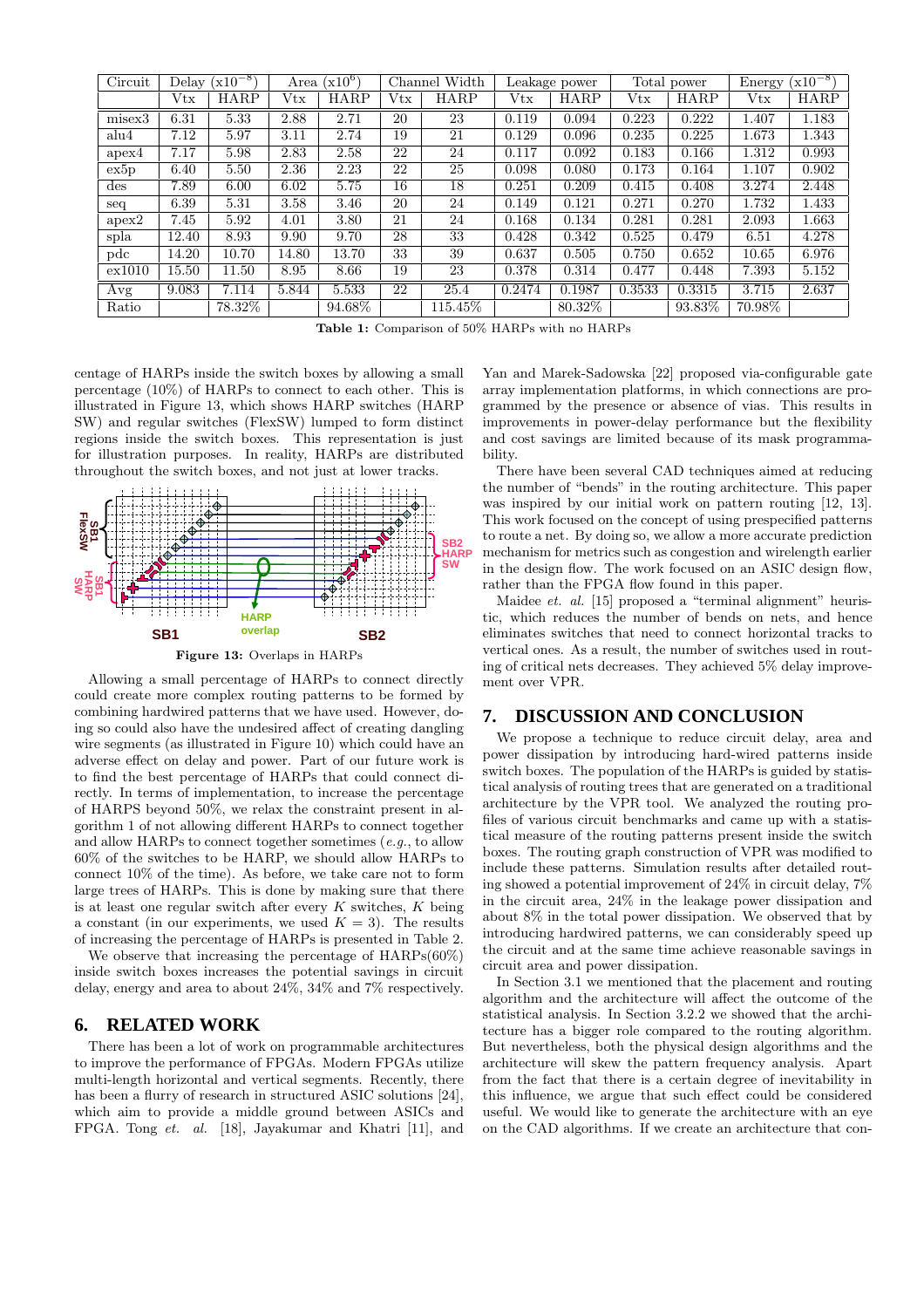| Circuit | Delay ($x10^{-8}$) | | Area ($x10^{6}$) | | Channel Width | | Leakage power | | Total power | | Energy ($x10^{-8}$) | |
|---|---|---|---|---|---|---|---|---|---|---|---|---|
| | Vtx | HARP | Vtx | HARP | Vtx | HARP | Vtx | HARP | Vtx | HARP | Vtx | HARP |
| misex3 | 6.31 | 5.33 | 2.88 | 2.71 | 20 | 23 | 0.119 | 0.094 | 0.223 | 0.222 | 1.407 | 1.183 |
| alu4 | 7.12 | 5.97 | 3.11 | 2.74 | 19 | 21 | 0.129 | 0.096 | 0.235 | 0.225 | 1.673 | 1.343 |
| apex4 | 7.17 | 5.98 | 2.83 | 2.58 | 22 | 24 | 0.117 | 0.092 | 0.183 | 0.166 | 1.312 | 0.993 |
| ex5p | 6.40 | 5.50 | 2.36 | 2.23 | 22 | 25 | 0.098 | 0.080 | 0.173 | 0.164 | 1.107 | 0.902 |
| des | 7.89 | 6.00 | 6.02 | 5.75 | 16 | 18 | 0.251 | 0.209 | 0.415 | 0.408 | 3.274 | 2.448 |
| seq | 6.39 | 5.31 | 3.58 | 3.46 | 20 | 24 | 0.149 | 0.121 | 0.271 | 0.270 | 1.732 | 1.433 |
| apex2 | 7.45 | 5.92 | 4.01 | 3.80 | 21 | 24 | 0.168 | 0.134 | 0.281 | 0.281 | 2.093 | 1.663 |
| spla | 12.40 | 8.93 | 9.90 | 9.70 | 28 | 33 | 0.428 | 0.342 | 0.525 | 0.479 | 6.51 | 4.278 |
| pdc | 14.20 | 10.70 | 14.80 | 13.70 | 33 | 39 | 0.637 | 0.505 | 0.750 | 0.652 | 10.65 | 6.976 |
| ex1010 | 15.50 | 11.50 | 8.95 | 8.66 | 19 | 23 | 0.378 | 0.314 | 0.477 | 0.448 | 7.393 | 5.152 |
| Avg | 9.083 | 7.114 | 5.844 | 5.533 | 22 | 25.4 | 0.2474 | 0.1987 | 0.3533 | 0.3315 | 3.715 | 2.637 |
| Ratio | | 78.32% | | 94.68% | | 115.45% | | 80.32% | | 93.83% | 70.98% | |

**Table 1:** Comparison of 50% HARPs with no HARPs

centage of HARPs inside the switch boxes by allowing a small percentage (10%) of HARPs to connect to each other. This is illustrated in Figure 13, which shows HARP switches (HARP SW) and regular switches (FlexSW) lumped to form distinct regions inside the switch boxes. This representation is just for illustration purposes. In reality, HARPs are distributed throughout the switch boxes, and not just at lower tracks.

**Figure 13:** Overlaps in HARPs

Allowing a small percentage of HARPs to connect directly could create more complex routing patterns to be formed by combining hardwired patterns that we have used. However, doing so could also have the undesired affect of creating dangling wire segments (as illustrated in Figure 10) which could have an adverse effect on delay and power. Part of our future work is to find the best percentage of HARPs that could connect directly. In terms of implementation, to increase the percentage of HARPS beyond 50%, we relax the constraint present in algorithm 1 of not allowing different HARPs to connect together and allow HARPs to connect together sometimes (*e.g.*, to allow 60% of the switches to be HARP, we should allow HARPs to connect 10% of the time). As before, we take care not to form large trees of HARPs. This is done by making sure that there is at least one regular switch after every $K$ switches, $K$ being a constant (in our experiments, we used $K = 3$). The results of increasing the percentage of HARPs is presented in Table 2.

We observe that increasing the percentage of HARPs(60%) inside switch boxes increases the potential savings in circuit delay, energy and area to about 24%, 34% and 7% respectively.

## 6. RELATED WORK

There has been a lot of work on programmable architectures to improve the performance of FPGAs. Modern FPGAs utilize multi-length horizontal and vertical segments. Recently, there has been a flurry of research in structured ASIC solutions [24], which aim to provide a middle ground between ASICs and FPGA. Tong *et. al.* [18], Jayakumar and Khatri [11], and Yan and Marek-Sadowska [22] proposed via-configurable gate array implementation platforms, in which connections are programmed by the presence or absence of vias. This results in improvements in power-delay performance but the flexibility and cost savings are limited because of its mask programmability.

There have been several CAD techniques aimed at reducing the number of "bends" in the routing architecture. This paper was inspired by our initial work on pattern routing [12, 13]. This work focused on the concept of using prespecified patterns to route a net. By doing so, we allow a more accurate prediction mechanism for metrics such as congestion and wirelength earlier in the design flow. The work focused on an ASIC design flow, rather than the FPGA flow found in this paper.

Maidee *et. al.* [15] proposed a "terminal alignment" heuristic, which reduces the number of bends on nets, and hence eliminates switches that need to connect horizontal tracks to vertical ones. As a result, the number of switches used in routing of critical nets decreases. They achieved 5% delay improvement over VPR.

## 7. DISCUSSION AND CONCLUSION

We propose a technique to reduce circuit delay, area and power dissipation by introducing hard-wired patterns inside switch boxes. The population of the HARPs is guided by statistical analysis of routing trees that are generated on a traditional architecture by the VPR tool. We analyzed the routing profiles of various circuit benchmarks and came up with a statistical measure of the routing patterns present inside the switch boxes. The routing graph construction of VPR was modified to include these patterns. Simulation results after detailed routing showed a potential improvement of 24% in circuit delay, 7% in the circuit area, 24% in the leakage power dissipation and about 8% in the total power dissipation. We observed that by introducing hardwired patterns, we can considerably speed up the circuit and at the same time achieve reasonable savings in circuit area and power dissipation.

In Section 3.1 we mentioned that the placement and routing algorithm and the architecture will affect the outcome of the statistical analysis. In Section 3.2.2 we showed that the architecture has a bigger role compared to the routing algorithm. But nevertheless, both the physical design algorithms and the architecture will skew the pattern frequency analysis. Apart from the fact that there is a certain degree of inevitability in this influence, we argue that such effect could be considered useful. We would like to generate the architecture with an eye on the CAD algorithms. If we create an architecture that con-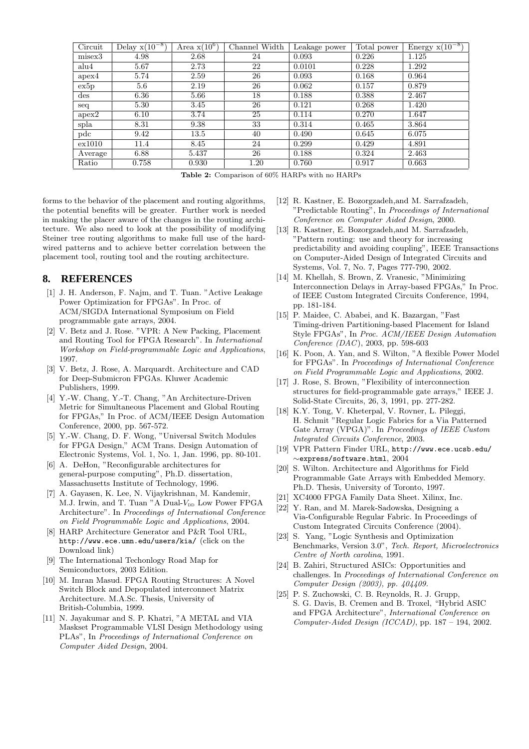| Circuit | Delay x($10^{-8}$) | Area x($10^{6}$) | Channel Width | Leakage power | Total power | Energy x($10^{-8}$) |
|---|---|---|---|---|---|---|
| misex3 | 4.98 | 2.68 | 24 | 0.093 | 0.226 | 1.125 |
| alu4 | 5.67 | 2.73 | 22 | 0.0101 | 0.228 | 1.292 |
| apex4 | 5.74 | 2.59 | 26 | 0.093 | 0.168 | 0.964 |
| ex5p | 5.6 | 2.19 | 26 | 0.062 | 0.157 | 0.879 |
| des | 6.36 | 5.66 | 18 | 0.188 | 0.388 | 2.467 |
| seq | 5.30 | 3.45 | 26 | 0.121 | 0.268 | 1.420 |
| apex2 | 6.10 | 3.74 | 25 | 0.114 | 0.270 | 1.647 |
| spla | 8.31 | 9.38 | 33 | 0.314 | 0.465 | 3.864 |
| pdc | 9.42 | 13.5 | 40 | 0.490 | 0.645 | 6.075 |
| ex1010 | 11.4 | 8.45 | 24 | 0.299 | 0.429 | 4.891 |
| Average | 6.88 | 5.437 | 26 | 0.188 | 0.324 | 2.463 |
| Ratio | 0.758 | 0.930 | 1.20 | 0.760 | 0.917 | 0.663 |

**Table 2:** Comparison of 60% HARPs with no HARPs

forms to the behavior of the placement and routing algorithms, the potential benefits will be greater. Further work is needed in making the placer aware of the changes in the routing architecture. We also need to look at the possibility of modifying Steiner tree routing algorithms to make full use of the hardwired patterns and to achieve better correlation between the placement tool, routing tool and the routing architecture.

## 8. REFERENCES

[1] J. H. Anderson, F. Najm, and T. Tuan. "Active Leakage Power Optimization for FPGAs". In Proc. of ACM/SIGDA International Symposium on Field programmable gate arrays, 2004.

[2] V. Betz and J. Rose. "VPR: A New Packing, Placement and Routing Tool for FPGA Research". In *International Workshop on Field-programmable Logic and Applications*, 1997.

[3] V. Betz, J. Rose, A. Marquardt. Architecture and CAD for Deep-Submicron FPGAs. Kluwer Academic Publishers, 1999.

[4] Y.-W. Chang, Y.-T. Chang, "An Architecture-Driven Metric for Simultaneous Placement and Global Routing for FPGAs," In Proc. of ACM/IEEE Design Automation Conference, 2000, pp. 567-572.

[5] Y.-W. Chang, D. F. Wong, "Universal Switch Modules for FPGA Design," ACM Trans. Design Automation of Electronic Systems, Vol. 1, No. 1, Jan. 1996, pp. 80-101.

[6] A. DeHon, "Reconfigurable architectures for general-purpose computing", Ph.D. dissertation, Massachusetts Institute of Technology, 1996.

[7] A. Gayasen, K. Lee, N. Vijaykrishnan, M. Kandemir, M.J. Irwin, and T. Tuan "A Dual-$V_{DD}$ Low Power FPGA Architecture". In *Proceedings of International Conference on Field Programmable Logic and Applications*, 2004.

[8] HARP Architecture Generator and P&R Tool URL, http://www.ece.umn.edu/users/kia/ (click on the Download link)

[9] The International Techonlogy Road Map for Semiconductors, 2003 Edition.

[10] M. Imran Masud. FPGA Routing Structures: A Novel Switch Block and Depopulated interconnect Matrix Architecture. M.A.Sc. Thesis, University of British-Columbia, 1999.

[11] N. Jayakumar and S. P. Khatri, "A METAL and VIA Maskset Programmable VLSI Design Methodology using PLAs", In *Proceedings of International Conference on Computer Aided Design*, 2004.

[12] R. Kastner, E. Bozorgzadeh,and M. Sarrafzadeh, "Predictable Routing", In *Proceedings of International Conference on Computer Aided Design*, 2000.

[13] R. Kastner, E. Bozorgzadeh,and M. Sarrafzadeh, "Pattern routing: use and theory for increasing predictability and avoiding coupling", IEEE Transactions on Computer-Aided Design of Integrated Circuits and Systems, Vol. 7, No. 7, Pages 777-790, 2002.

[14] M. Khellah, S. Brown, Z. Vranesic, "Minimizing Interconnection Delays in Array-based FPGAs," In Proc. of IEEE Custom Integrated Circuits Conference, 1994, pp. 181-184.

[15] P. Maidee, C. Ababei, and K. Bazargan, "Fast Timing-driven Partitioning-based Placement for Island Style FPGAs", In *Proc. ACM/IEEE Design Automation Conference (DAC)*, 2003, pp. 598-603

[16] K. Poon, A. Yan, and S. Wilton, "A flexible Power Model for FPGAs". In *Proceedings of International Conference on Field Programmable Logic and Applications*, 2002.

[17] J. Rose, S. Brown, "Flexibility of interconnection structures for field-programmable gate arrays," IEEE J. Solid-State Circuits, 26, 3, 1991, pp. 277-282.

[18] K.Y. Tong, V. Kheterpal, V. Rovner, L. Pileggi, H. Schmit "Regular Logic Fabrics for a Via Patterned Gate Array (VPGA)". In *Proceedings of IEEE Custom Integrated Circuits Conference*, 2003.

[19] VPR Pattern Finder URL, http://www.ece.ucsb.edu/~express/software.html, 2004

[20] S. Wilton. Architecture and Algorithms for Field Programmable Gate Arrays with Embedded Memory. Ph.D. Thesis, University of Toronto, 1997.

[21] XC4000 FPGA Family Data Sheet. Xilinx, Inc.

[22] Y. Ran, and M. Marek-Sadowska, Designing a Via-Configurable Regular Fabric. In Proceedings of Custom Integrated Circuits Conference (2004).

[23] S. Yang, "Logic Synthesis and Optimization Benchmarks, Version 3.0", *Tech. Report, Microelectronics Centre of North carolina*, 1991.

[24] B. Zahiri, Structured ASICs: Opportunities and challenges. In *Proceedings of International Conference on Computer Design (2003), pp. 404409.*

[25] P. S. Zuchowski, C. B. Reynolds, R. J. Grupp, S. G. Davis, B. Cremen and B. Troxel, "Hybrid ASIC and FPGA Architecture", *International Conference on Computer-Aided Design (ICCAD)*, pp. 187 – 194, 2002.